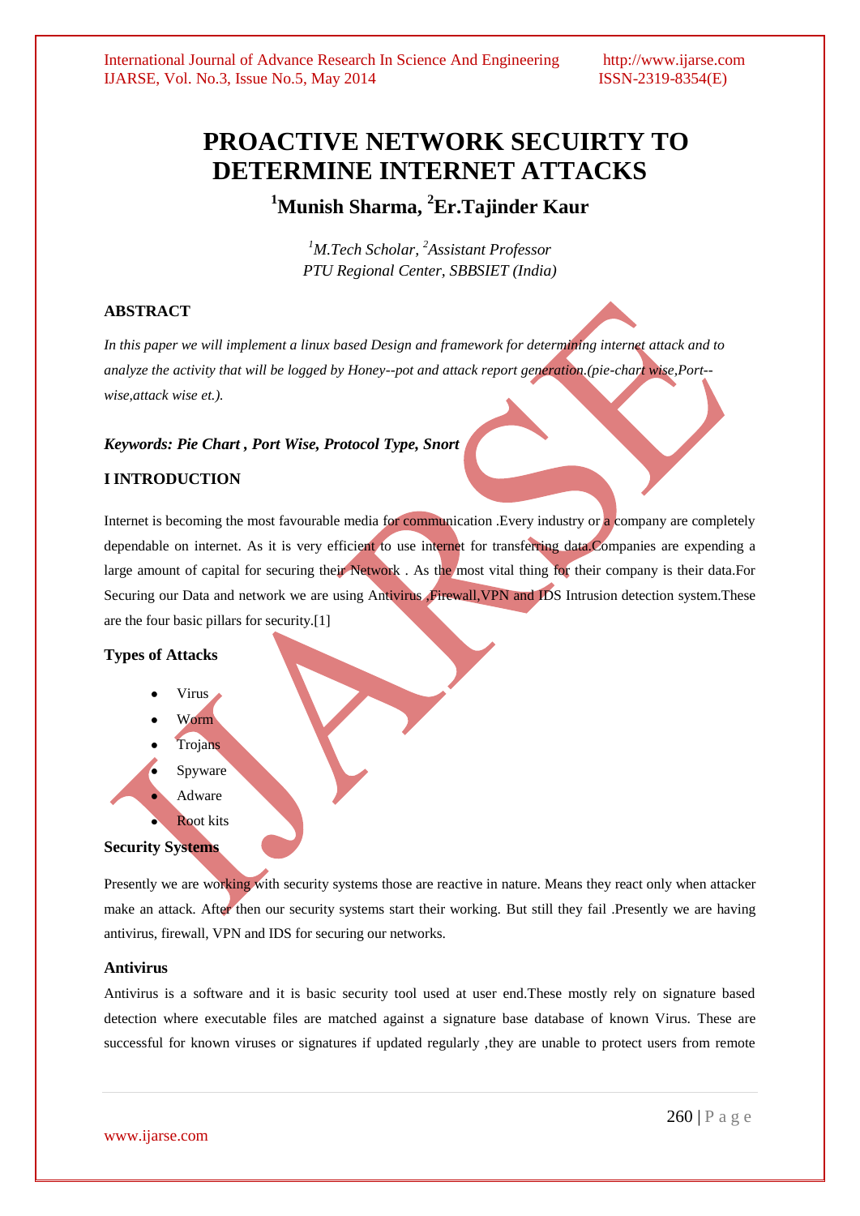# PROACTIVE NETWORK SECUIRTY TO DETERMINE INTERNET ATTACKS

## [1]Munish Sharma, [2]Er.Tajinder Kaur

*[1]M.Tech Scholar, [2]Assistant Professor*
*PTU Regional Center, SBBSIET (India)*

### ABSTRACT

*In this paper we will implement a linux based Design and framework for determining internet attack and to analyze the activity that will be logged by Honey--pot and attack report generation.(pie-chart wise,Port--wise,attack wise et.).*

***Keywords: Pie Chart , Port Wise, Protocol Type, Snort***

### I INTRODUCTION

Internet is becoming the most favourable media for communication .Every industry or a company are completely dependable on internet. As it is very efficient to use internet for transferring data.Companies are expending a large amount of capital for securing their Network . As the most vital thing for their company is their data.For Securing our Data and network we are using Antivirus ,Firewall,VPN and IDS Intrusion detection system.These are the four basic pillars for security.[1]

#### Types of Attacks

- Virus
- Worm
- Trojans
- Spyware
- Adware
- Root kits

#### Security Systems

Presently we are working with security systems those are reactive in nature. Means they react only when attacker make an attack. After then our security systems start their working. But still they fail .Presently we are having antivirus, firewall, VPN and IDS for securing our networks.

#### Antivirus

Antivirus is a software and it is basic security tool used at user end.These mostly rely on signature based detection where executable files are matched against a signature base database of known Virus. These are successful for known viruses or signatures if updated regularly ,they are unable to protect users from remote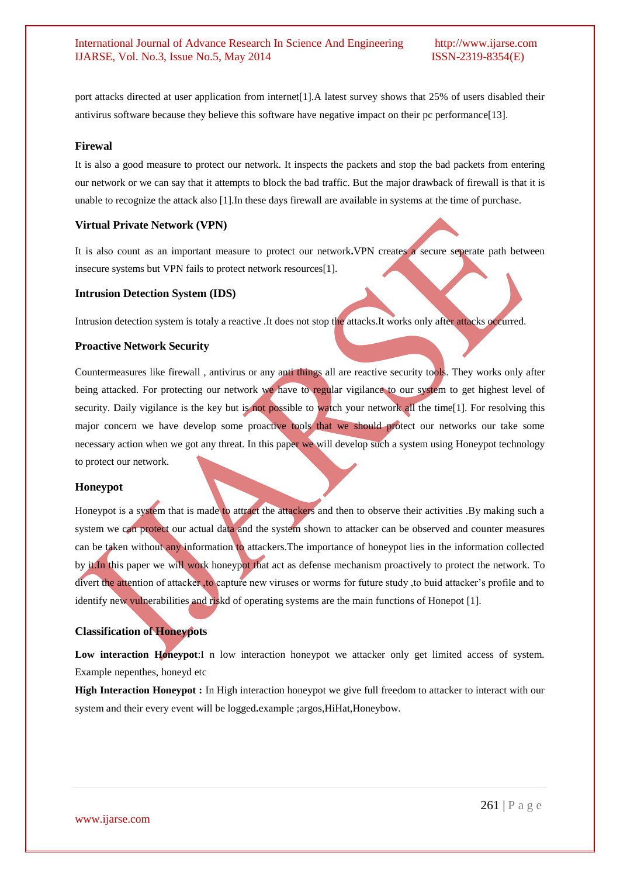port attacks directed at user application from internet[1].A latest survey shows that 25% of users disabled their antivirus software because they believe this software have negative impact on their pc performance[13].

### Firewal

It is also a good measure to protect our network. It inspects the packets and stop the bad packets from entering our network or we can say that it attempts to block the bad traffic. But the major drawback of firewall is that it is unable to recognize the attack also [1].In these days firewall are available in systems at the time of purchase.

### Virtual Private Network (VPN)

It is also count as an important measure to protect our network**.**VPN creates a secure seperate path between insecure systems but VPN fails to protect network resources[1].

### Intrusion Detection System (IDS)

Intrusion detection system is totaly a reactive .It does not stop the attacks.It works only after attacks occurred.

### Proactive Network Security

Countermeasures like firewall , antivirus or any anti things all are reactive security tools. They works only after being attacked. For protecting our network we have to regular vigilance to our system to get highest level of security. Daily vigilance is the key but is not possible to watch your network all the time[1]. For resolving this major concern we have develop some proactive tools that we should protect our networks our take some necessary action when we got any threat. In this paper we will develop such a system using Honeypot technology to protect our network.

### Honeypot

Honeypot is a system that is made to attract the attackers and then to observe their activities .By making such a system we can protect our actual data and the system shown to attacker can be observed and counter measures can be taken without any information to attackers.The importance of honeypot lies in the information collected by it.In this paper we will work honeypot that act as defense mechanism proactively to protect the network. To divert the attention of attacker ,to capture new viruses or worms for future study ,to buid attacker's profile and to identify new vulnerabilities and riskd of operating systems are the main functions of Honepot [1].

### Classification of Honeypots

**Low interaction Honeypot**:I n low interaction honeypot we attacker only get limited access of system. Example nepenthes, honeyd etc

**High Interaction Honeypot :** In High interaction honeypot we give full freedom to attacker to interact with our system and their every event will be logged**.**example ;argos,HiHat,Honeybow.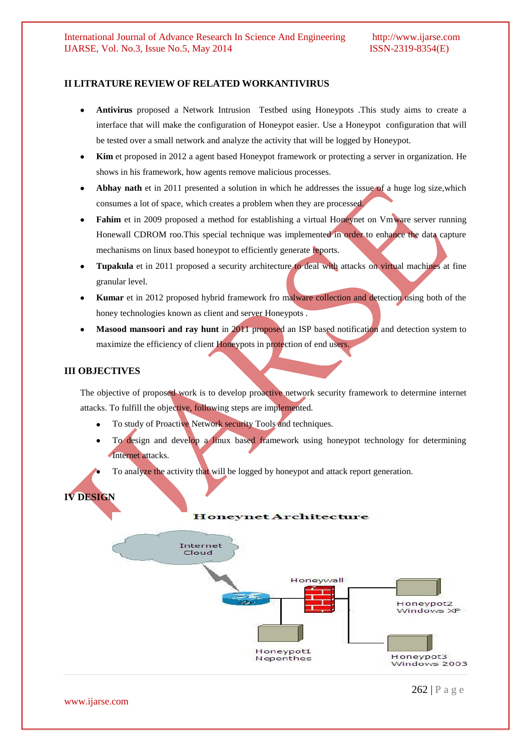## II LITRATURE REVIEW OF RELATED WORKANTIVIRUS

- **Antivirus** proposed a Network Intrusion Testbed using Honeypots .This study aims to create a interface that will make the configuration of Honeypot easier. Use a Honeypot configuration that will be tested over a small network and analyze the activity that will be logged by Honeypot.
- **Kim** et proposed in 2012 a agent based Honeypot framework or protecting a server in organization. He shows in his framework, how agents remove malicious processes.
- **Abhay nath** et in 2011 presented a solution in which he addresses the issue of a huge log size,which consumes a lot of space, which creates a problem when they are processed.
- **Fahim** et in 2009 proposed a method for establishing a virtual Honeynet on Vmware server running Honewall CDROM roo.This special technique was implemented in order to enhance the data capture mechanisms on linux based honeypot to efficiently generate reports.
- **Tupakula** et in 2011 proposed a security architecture to deal with attacks on virtual machines at fine granular level.
- **Kumar** et in 2012 proposed hybrid framework fro malware collection and detection using both of the honey technologies known as client and server Honeypots .
- **Masood mansoori and ray hunt** in 2011 proposed an ISP based notification and detection system to maximize the efficiency of client Honeypots in protection of end users.

## III OBJECTIVES

The objective of proposed work is to develop proactive network security framework to determine internet attacks. To fulfill the objective, following steps are implemented.

- To study of Proactive Network security Tools and techniques.
- To design and develop a linux based framework using honeypot technology for determining Internet attacks.
- To analyze the activity that will be logged by honeypot and attack report generation.

## IV DESIGN

Honeynet Architecture

Internet Cloud

Honeywall

Honeypot1 Nepenthes

Honeypot2 Windows XP

Honeypot3 Windows 2003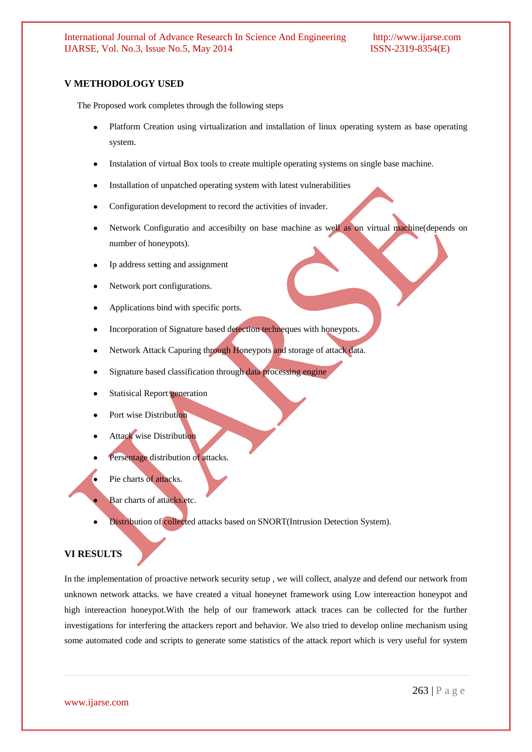## V METHODOLOGY USED

The Proposed work completes through the following steps

- Platform Creation using virtualization and installation of linux operating system as base operating system.
- Instalation of virtual Box tools to create multiple operating systems on single base machine.
- Installation of unpatched operating system with latest vulnerabilities
- Configuration development to record the activities of invader.
- Network Configuratio and accesibilty on base machine as well as on virtual machine(depends on number of honeypots).
- Ip address setting and assignment
- Network port configurations.
- Applications bind with specific ports.
- Incorporation of Signature based detection techneques with honeypots.
- Network Attack Capuring through Honeypots and storage of attack data.
- Signature based classification through data processing engine
- Statisical Report generation
- Port wise Distribution
- Attack wise Distribution
- Persentage distribution of attacks.
- Pie charts of attacks.
- Bar charts of attacks.etc.
- Distribution of collected attacks based on SNORT(Intrusion Detection System).

## VI RESULTS

In the implementation of proactive network security setup , we will collect, analyze and defend our network from unknown network attacks. we have created a vitual honeynet framework using Low intereaction honeypot and high intereaction honeypot.With the help of our framework attack traces can be collected for the further investigations for interfering the attackers report and behavior. We also tried to develop online mechanism using some automated code and scripts to generate some statistics of the attack report which is very useful for system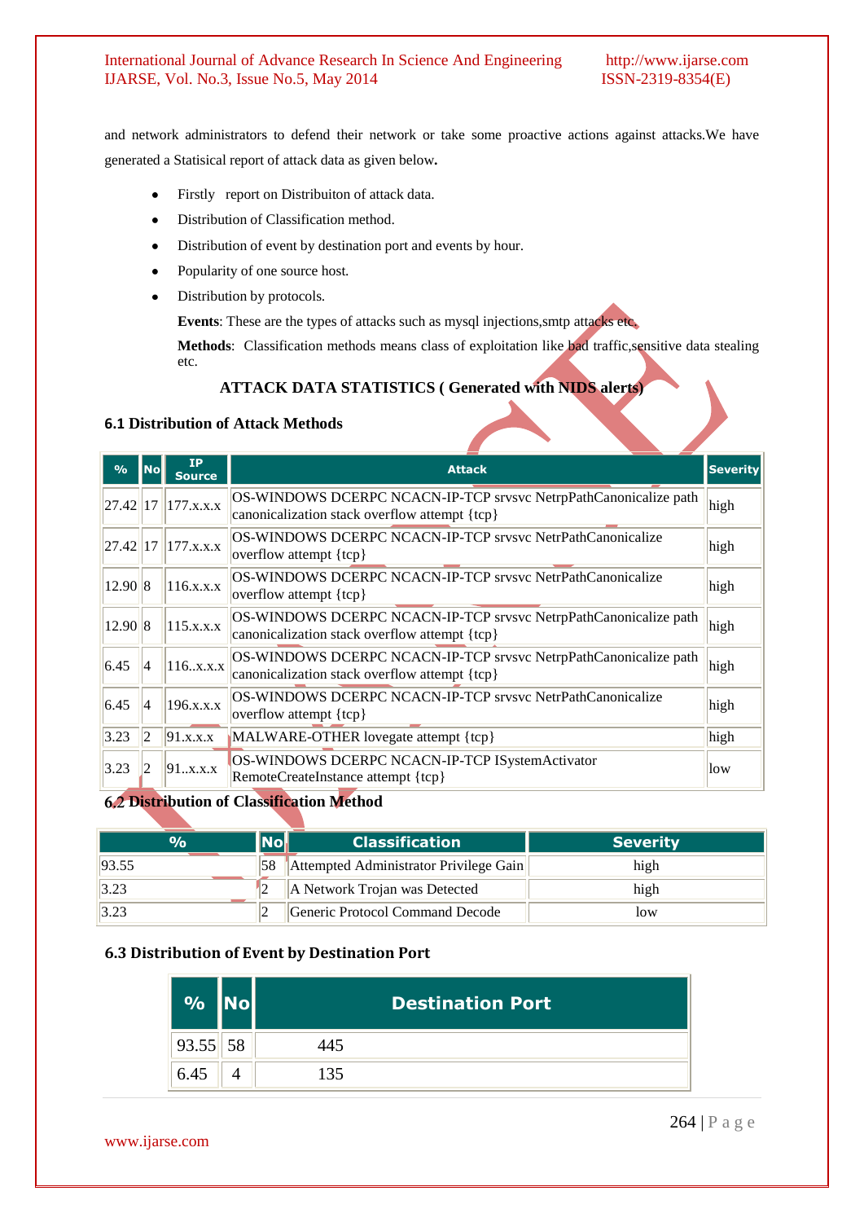and network administrators to defend their network or take some proactive actions against attacks.We have generated a Statisical report of attack data as given below**.**

- Firstly report on Distribuiton of attack data.
- Distribution of Classification method.
- Distribution of event by destination port and events by hour.
- Popularity of one source host.
- Distribution by protocols.

**Events**: These are the types of attacks such as mysql injections,smtp attacks etc.

**Methods**: Classification methods means class of exploitation like bad traffic,sensitive data stealing etc.

**ATTACK DATA STATISTICS ( Generated with NIDS alerts)**

### 6.1 Distribution of Attack Methods

| % | No | IP Source | Attack | Severity |
|---|---|---|---|---|
| 27.42 | 17 | 177.x.x.x | OS-WINDOWS DCERPC NCACN-IP-TCP srvsvc NetrpPathCanonicalize path canonicalization stack overflow attempt {tcp} | high |
| 27.42 | 17 | 177.x.x.x | OS-WINDOWS DCERPC NCACN-IP-TCP srvsvc NetrPathCanonicalize overflow attempt {tcp} | high |
| 12.90 | 8 | 116.x.x.x | OS-WINDOWS DCERPC NCACN-IP-TCP srvsvc NetrPathCanonicalize overflow attempt {tcp} | high |
| 12.90 | 8 | 115.x.x.x | OS-WINDOWS DCERPC NCACN-IP-TCP srvsvc NetrpPathCanonicalize path canonicalization stack overflow attempt {tcp} | high |
| 6.45 | 4 | 116..x.x.x | OS-WINDOWS DCERPC NCACN-IP-TCP srvsvc NetrpPathCanonicalize path canonicalization stack overflow attempt {tcp} | high |
| 6.45 | 4 | 196.x.x.x | OS-WINDOWS DCERPC NCACN-IP-TCP srvsvc NetrPathCanonicalize overflow attempt {tcp} | high |
| 3.23 | 2 | 91.x.x.x | MALWARE-OTHER lovegate attempt {tcp} | high |
| 3.23 | 2 | 91..x.x.x | OS-WINDOWS DCERPC NCACN-IP-TCP ISystemActivator RemoteCreateInstance attempt {tcp} | low |

### 6.2 Distribution of Classification Method

| % | No | Classification | Severity |
|---|---|---|---|
| 93.55 | 58 | Attempted Administrator Privilege Gain | high |
| 3.23 | 2 | A Network Trojan was Detected | high |
| 3.23 | 2 | Generic Protocol Command Decode | low |

### 6.3 Distribution of Event by Destination Port

| % | No | Destination Port |
|---|---|---|
| 93.55 | 58 | 445 |
| 6.45 | 4 | 135 |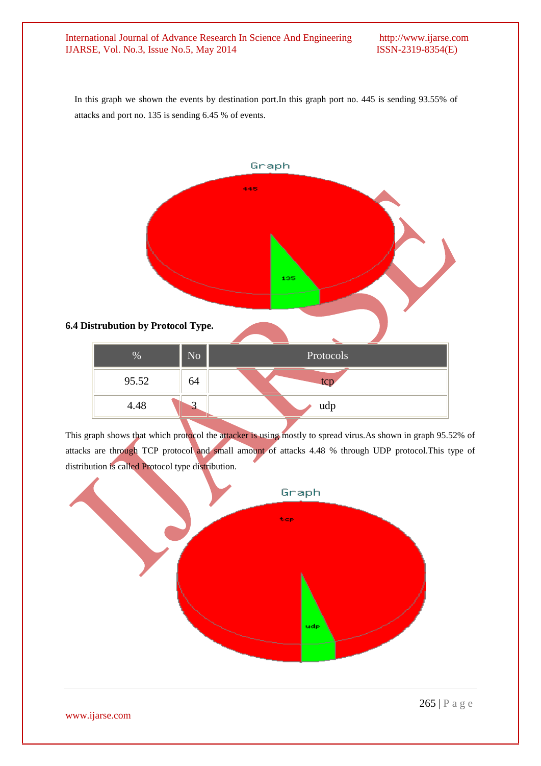In this graph we shown the events by destination port.In this graph port no. 445 is sending 93.55% of attacks and port no. 135 is sending 6.45 % of events.

**6.4 Distrubution by Protocol Type.**

| % | No | Protocols |
|---|---|---|
| 95.52 | 64 | tcp |
| 4.48 | 3 | udp |

This graph shows that which protocol the attacker is using mostly to spread virus.As shown in graph 95.52% of attacks are through TCP protocol and small amount of attacks 4.48 % through UDP protocol.This type of distribution is called Protocol type distribution.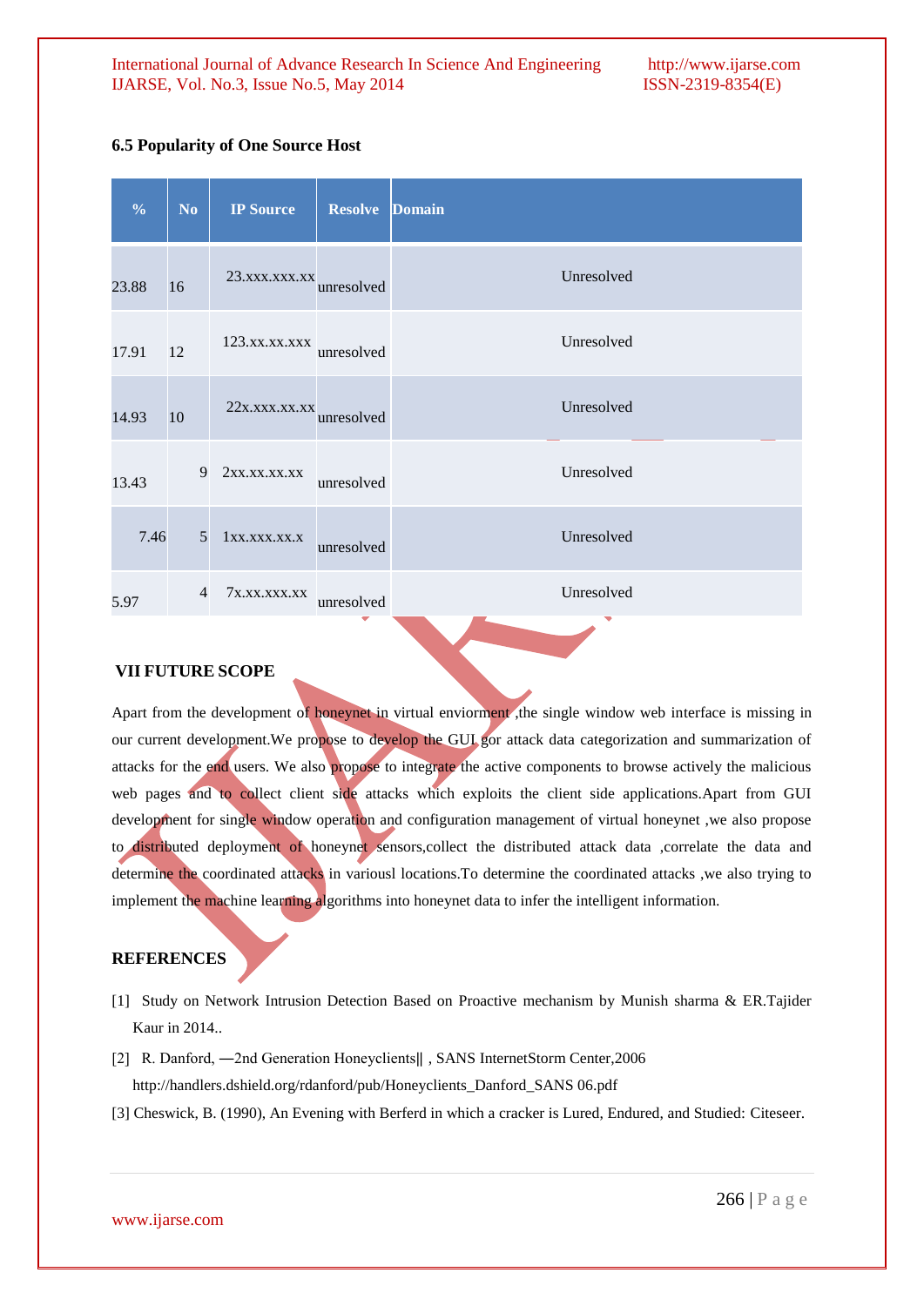### 6.5 Popularity of One Source Host

| % | No | IP Source | Resolve | Domain |
|---|---|---|---|---|
| 23.88 | 16 | 23.xxx.xxx.xx | unresolved | Unresolved |
| 17.91 | 12 | 123.xx.xx.xxx | unresolved | Unresolved |
| 14.93 | 10 | 22x.xxx.xx.xx | unresolved | Unresolved |
| 13.43 | 9 | 2xx.xx.xx.xx | unresolved | Unresolved |
| 7.46 | 5 | 1xx.xxx.xx.x | unresolved | Unresolved |
| 5.97 | 4 | 7x.xx.xxx.xx | unresolved | Unresolved |

## VII FUTURE SCOPE

Apart from the development of honeynet in virtual enviorment ,the single window web interface is missing in our current development.We propose to develop the GUI gor attack data categorization and summarization of attacks for the end users. We also propose to integrate the active components to browse actively the malicious web pages and to collect client side attacks which exploits the client side applications.Apart from GUI development for single window operation and configuration management of virtual honeynet ,we also propose to distributed deployment of honeynet sensors,collect the distributed attack data ,correlate the data and determine the coordinated attacks in variousl locations.To determine the coordinated attacks ,we also trying to implement the machine learning algorithms into honeynet data to infer the intelligent information.

## REFERENCES

[1] Study on Network Intrusion Detection Based on Proactive mechanism by Munish sharma & ER.Tajider Kaur in 2014..

[2] R. Danford, ―2nd Generation Honeyclients‖ , SANS InternetStorm Center,2006 http://handlers.dshield.org/rdanford/pub/Honeyclients_Danford_SANS 06.pdf

[3] Cheswick, B. (1990), An Evening with Berferd in which a cracker is Lured, Endured, and Studied: Citeseer.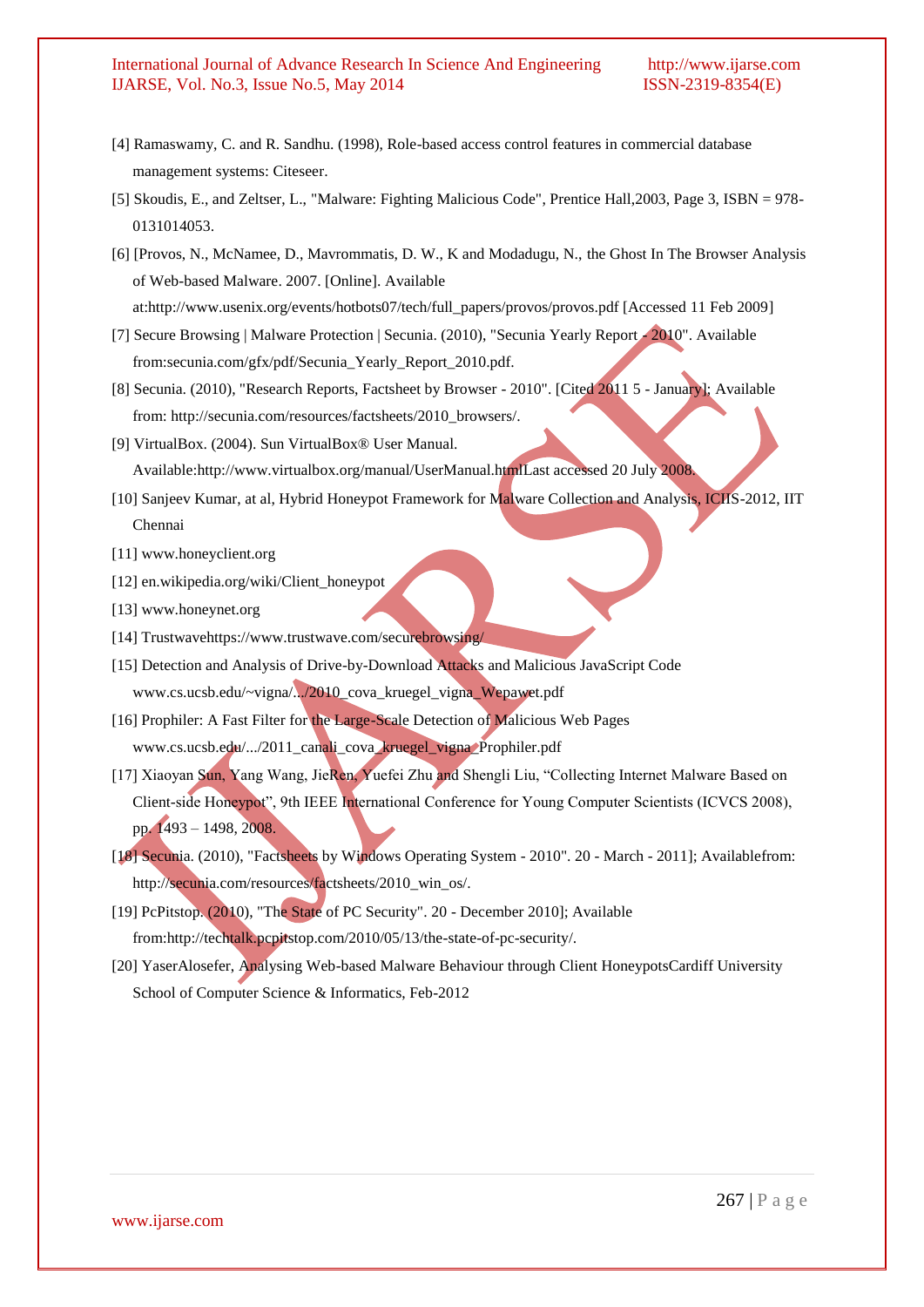[4] Ramaswamy, C. and R. Sandhu. (1998), Role-based access control features in commercial database management systems: Citeseer.

[5] Skoudis, E., and Zeltser, L., "Malware: Fighting Malicious Code", Prentice Hall,2003, Page 3, ISBN = 978-0131014053.

[6] [Provos, N., McNamee, D., Mavrommatis, D. W., K and Modadugu, N., the Ghost In The Browser Analysis of Web-based Malware. 2007. [Online]. Available at:http://www.usenix.org/events/hotbots07/tech/full_papers/provos/provos.pdf [Accessed 11 Feb 2009]

[7] Secure Browsing | Malware Protection | Secunia. (2010), "Secunia Yearly Report - 2010". Available from:secunia.com/gfx/pdf/Secunia_Yearly_Report_2010.pdf.

[8] Secunia. (2010), "Research Reports, Factsheet by Browser - 2010". [Cited 2011 5 - January]; Available from: http://secunia.com/resources/factsheets/2010_browsers/.

[9] VirtualBox. (2004). Sun VirtualBox® User Manual. Available:http://www.virtualbox.org/manual/UserManual.htmlLast accessed 20 July 2008.

[10] Sanjeev Kumar, at al, Hybrid Honeypot Framework for Malware Collection and Analysis, ICIIS-2012, IIT Chennai

[11] www.honeyclient.org

[12] en.wikipedia.org/wiki/Client_honeypot

[13] www.honeynet.org

[14] Trustwavehttps://www.trustwave.com/securebrowsing/

[15] Detection and Analysis of Drive-by-Download Attacks and Malicious JavaScript Code www.cs.ucsb.edu/~vigna/.../2010_cova_kruegel_vigna_Wepawet.pdf

[16] Prophiler: A Fast Filter for the Large-Scale Detection of Malicious Web Pages www.cs.ucsb.edu/.../2011_canali_cova_kruegel_vigna_Prophiler.pdf

[17] Xiaoyan Sun, Yang Wang, JieRen, Yuefei Zhu and Shengli Liu, "Collecting Internet Malware Based on Client-side Honeypot", 9th IEEE International Conference for Young Computer Scientists (ICVCS 2008), pp. 1493 – 1498, 2008.

[18] Secunia. (2010), "Factsheets by Windows Operating System - 2010". 20 - March - 2011]; Availablefrom: http://secunia.com/resources/factsheets/2010_win_os/.

[19] PcPitstop. (2010), "The State of PC Security". 20 - December 2010]; Available from:http://techtalk.pcpitstop.com/2010/05/13/the-state-of-pc-security/.

[20] YaserAlosefer, Analysing Web-based Malware Behaviour through Client HoneypotsCardiff University School of Computer Science & Informatics, Feb-2012